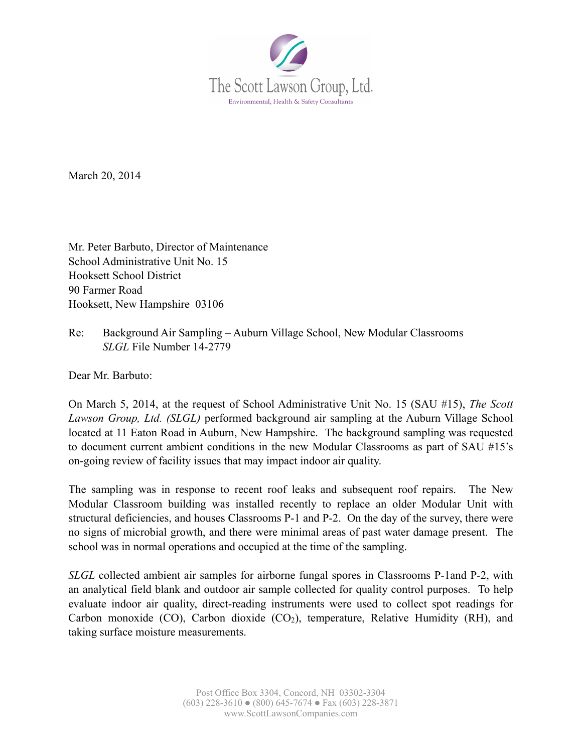The Scott Lawson Group, Ltd.

Environmental, Health & Safety Consultants

March 20, 2014

Mr. Peter Barbuto, Director of Maintenance
School Administrative Unit No. 15
Hooksett School District
90 Farmer Road
Hooksett, New Hampshire 03106

Re: Background Air Sampling – Auburn Village School, New Modular Classrooms
*SLGL* File Number 14-2779

Dear Mr. Barbuto:

On March 5, 2014, at the request of School Administrative Unit No. 15 (SAU #15), *The Scott Lawson Group, Ltd. (SLGL)* performed background air sampling at the Auburn Village School located at 11 Eaton Road in Auburn, New Hampshire. The background sampling was requested to document current ambient conditions in the new Modular Classrooms as part of SAU #15's on-going review of facility issues that may impact indoor air quality.

The sampling was in response to recent roof leaks and subsequent roof repairs. The New Modular Classroom building was installed recently to replace an older Modular Unit with structural deficiencies, and houses Classrooms P-1 and P-2. On the day of the survey, there were no signs of microbial growth, and there were minimal areas of past water damage present. The school was in normal operations and occupied at the time of the sampling.

*SLGL* collected ambient air samples for airborne fungal spores in Classrooms P-1and P-2, with an analytical field blank and outdoor air sample collected for quality control purposes. To help evaluate indoor air quality, direct-reading instruments were used to collect spot readings for Carbon monoxide (CO), Carbon dioxide ($CO_2$), temperature, Relative Humidity (RH), and taking surface moisture measurements.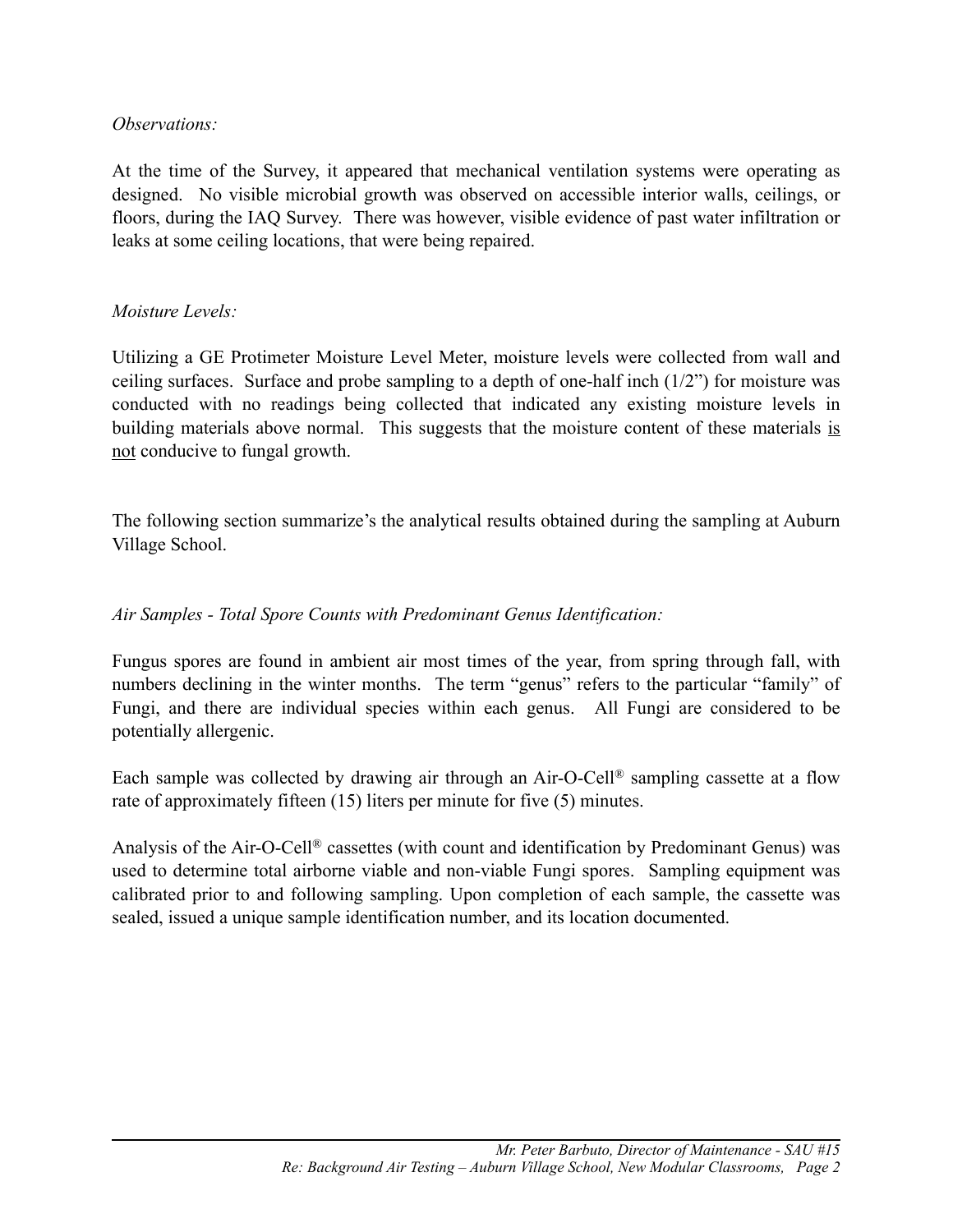*Observations:*

At the time of the Survey, it appeared that mechanical ventilation systems were operating as designed. No visible microbial growth was observed on accessible interior walls, ceilings, or floors, during the IAQ Survey. There was however, visible evidence of past water infiltration or leaks at some ceiling locations, that were being repaired.

*Moisture Levels:*

Utilizing a GE Protimeter Moisture Level Meter, moisture levels were collected from wall and ceiling surfaces. Surface and probe sampling to a depth of one-half inch (1/2") for moisture was conducted with no readings being collected that indicated any existing moisture levels in building materials above normal. This suggests that the moisture content of these materials <u>is not</u> conducive to fungal growth.

The following section summarize's the analytical results obtained during the sampling at Auburn Village School.

*Air Samples - Total Spore Counts with Predominant Genus Identification:*

Fungus spores are found in ambient air most times of the year, from spring through fall, with numbers declining in the winter months. The term "genus" refers to the particular "family" of Fungi, and there are individual species within each genus. All Fungi are considered to be potentially allergenic.

Each sample was collected by drawing air through an Air-O-Cell® sampling cassette at a flow rate of approximately fifteen (15) liters per minute for five (5) minutes.

Analysis of the Air-O-Cell® cassettes (with count and identification by Predominant Genus) was used to determine total airborne viable and non-viable Fungi spores. Sampling equipment was calibrated prior to and following sampling. Upon completion of each sample, the cassette was sealed, issued a unique sample identification number, and its location documented.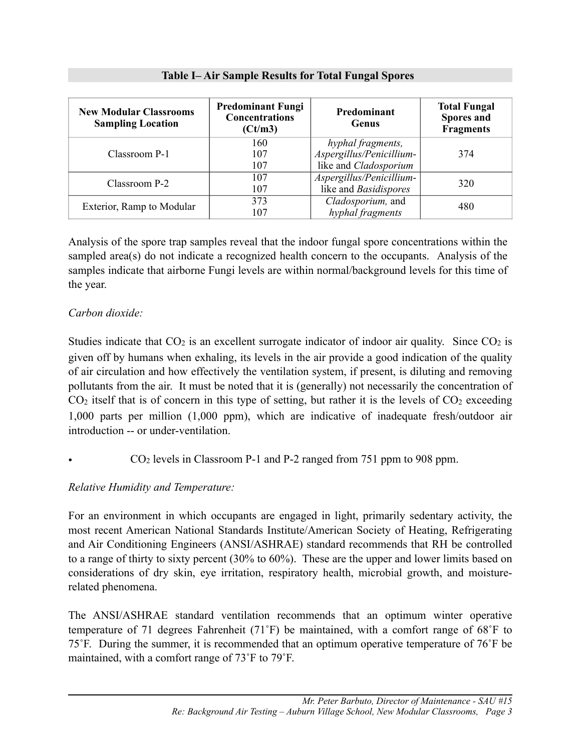**Table I– Air Sample Results for Total Fungal Spores**

| New Modular Classrooms Sampling Location | Predominant Fungi Concentrations (Ct/m3) | Predominant Genus | Total Fungal Spores and Fragments |
|---|---|---|---|
| Classroom P-1 | 160<br>107<br>107 | *hyphal fragments*, *Aspergillus/Penicillium*-like and *Cladosporium* | 374 |
| Classroom P-2 | 107<br>107 | *Aspergillus/Penicillium*-like and *Basidispores* | 320 |
| Exterior, Ramp to Modular | 373<br>107 | *Cladosporium,* and *hyphal fragments* | 480 |

Analysis of the spore trap samples reveal that the indoor fungal spore concentrations within the sampled area(s) do not indicate a recognized health concern to the occupants. Analysis of the samples indicate that airborne Fungi levels are within normal/background levels for this time of the year.

*Carbon dioxide:*

Studies indicate that $CO_2$ is an excellent surrogate indicator of indoor air quality. Since $CO_2$ is given off by humans when exhaling, its levels in the air provide a good indication of the quality of air circulation and how effectively the ventilation system, if present, is diluting and removing pollutants from the air. It must be noted that it is (generally) not necessarily the concentration of $CO_2$ itself that is of concern in this type of setting, but rather it is the levels of $CO_2$ exceeding 1,000 parts per million (1,000 ppm), which are indicative of inadequate fresh/outdoor air introduction -- or under-ventilation.

- $CO_2$ levels in Classroom P-1 and P-2 ranged from 751 ppm to 908 ppm.

*Relative Humidity and Temperature:*

For an environment in which occupants are engaged in light, primarily sedentary activity, the most recent American National Standards Institute/American Society of Heating, Refrigerating and Air Conditioning Engineers (ANSI/ASHRAE) standard recommends that RH be controlled to a range of thirty to sixty percent (30% to 60%). These are the upper and lower limits based on considerations of dry skin, eye irritation, respiratory health, microbial growth, and moisture-related phenomena.

The ANSI/ASHRAE standard ventilation recommends that an optimum winter operative temperature of 71 degrees Fahrenheit (71˚F) be maintained, with a comfort range of 68˚F to 75˚F. During the summer, it is recommended that an optimum operative temperature of 76˚F be maintained, with a comfort range of 73˚F to 79˚F.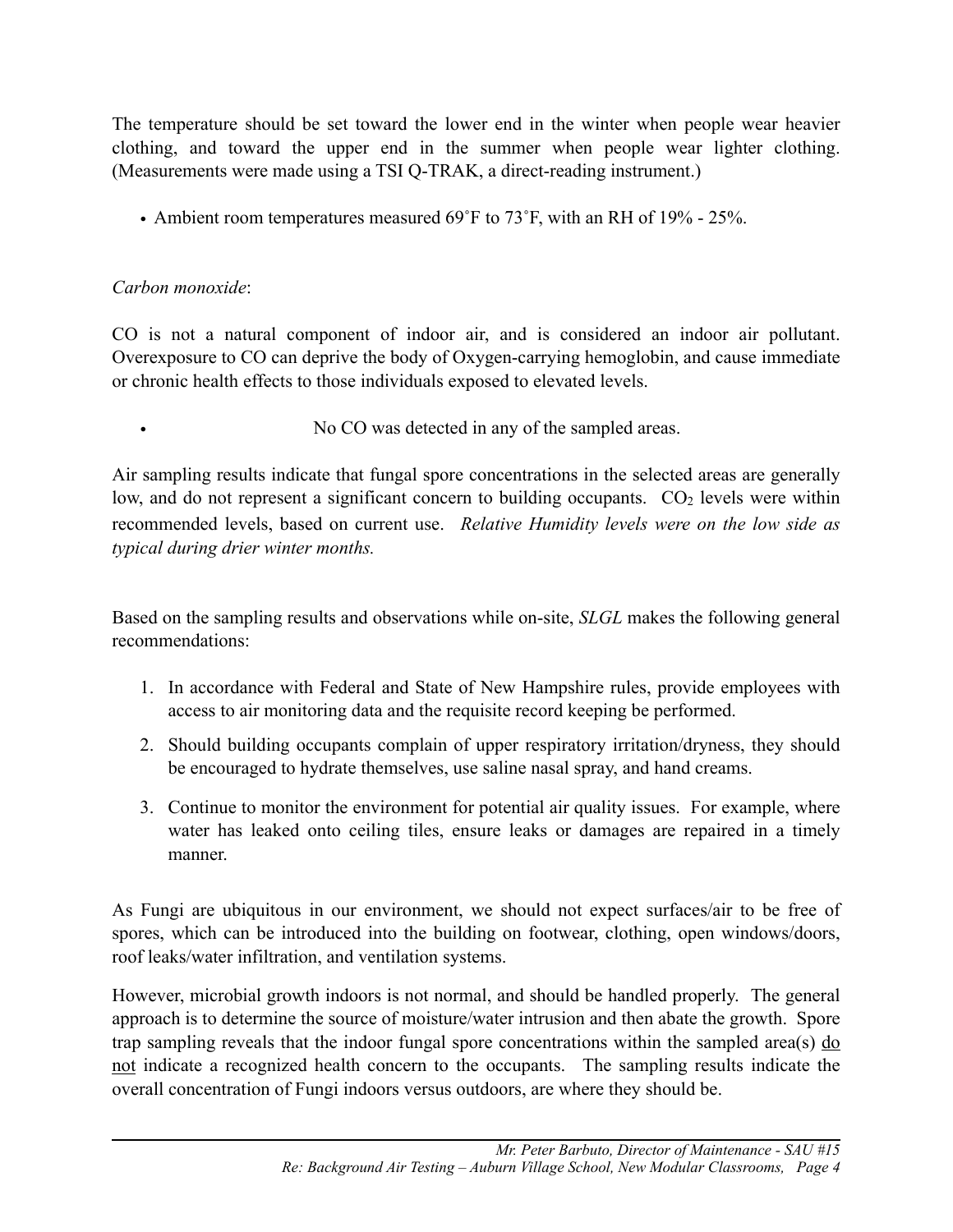The temperature should be set toward the lower end in the winter when people wear heavier clothing, and toward the upper end in the summer when people wear lighter clothing. (Measurements were made using a TSI Q-TRAK, a direct-reading instrument.)

- Ambient room temperatures measured 69˚F to 73˚F, with an RH of 19% - 25%.

*Carbon monoxide*:

CO is not a natural component of indoor air, and is considered an indoor air pollutant. Overexposure to CO can deprive the body of Oxygen-carrying hemoglobin, and cause immediate or chronic health effects to those individuals exposed to elevated levels.

- No CO was detected in any of the sampled areas.

Air sampling results indicate that fungal spore concentrations in the selected areas are generally low, and do not represent a significant concern to building occupants. $CO_2$ levels were within recommended levels, based on current use. *Relative Humidity levels were on the low side as typical during drier winter months.*

Based on the sampling results and observations while on-site, *SLGL* makes the following general recommendations:

1. In accordance with Federal and State of New Hampshire rules, provide employees with access to air monitoring data and the requisite record keeping be performed.
2. Should building occupants complain of upper respiratory irritation/dryness, they should be encouraged to hydrate themselves, use saline nasal spray, and hand creams.
3. Continue to monitor the environment for potential air quality issues. For example, where water has leaked onto ceiling tiles, ensure leaks or damages are repaired in a timely manner.

As Fungi are ubiquitous in our environment, we should not expect surfaces/air to be free of spores, which can be introduced into the building on footwear, clothing, open windows/doors, roof leaks/water infiltration, and ventilation systems.

However, microbial growth indoors is not normal, and should be handled properly. The general approach is to determine the source of moisture/water intrusion and then abate the growth. Spore trap sampling reveals that the indoor fungal spore concentrations within the sampled area(s) <u>do not</u> indicate a recognized health concern to the occupants. The sampling results indicate the overall concentration of Fungi indoors versus outdoors, are where they should be.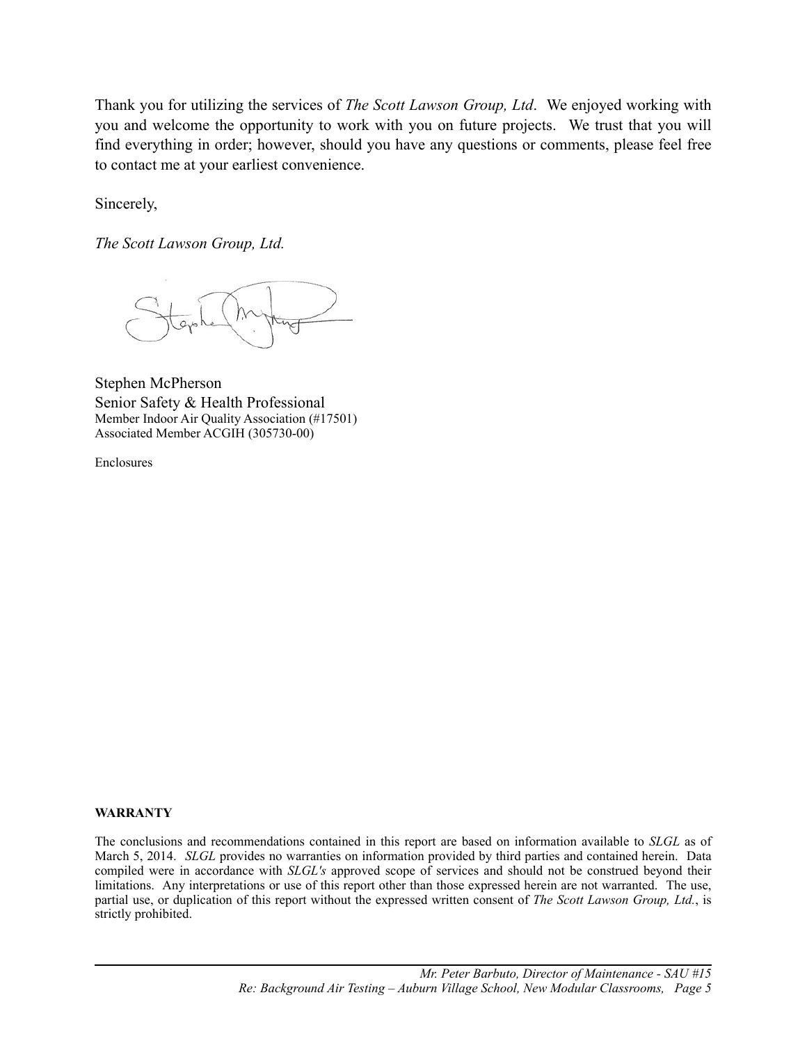Thank you for utilizing the services of *The Scott Lawson Group, Ltd*. We enjoyed working with you and welcome the opportunity to work with you on future projects. We trust that you will find everything in order; however, should you have any questions or comments, please feel free to contact me at your earliest convenience.

Sincerely,

*The Scott Lawson Group, Ltd.*

Stephen McPherson
Senior Safety & Health Professional
Member Indoor Air Quality Association (#17501)
Associated Member ACGIH (305730-00)

Enclosures

**WARRANTY**

The conclusions and recommendations contained in this report are based on information available to *SLGL* as of March 5, 2014. *SLGL* provides no warranties on information provided by third parties and contained herein. Data compiled were in accordance with *SLGL's* approved scope of services and should not be construed beyond their limitations. Any interpretations or use of this report other than those expressed herein are not warranted. The use, partial use, or duplication of this report without the expressed written consent of *The Scott Lawson Group, Ltd.*, is strictly prohibited.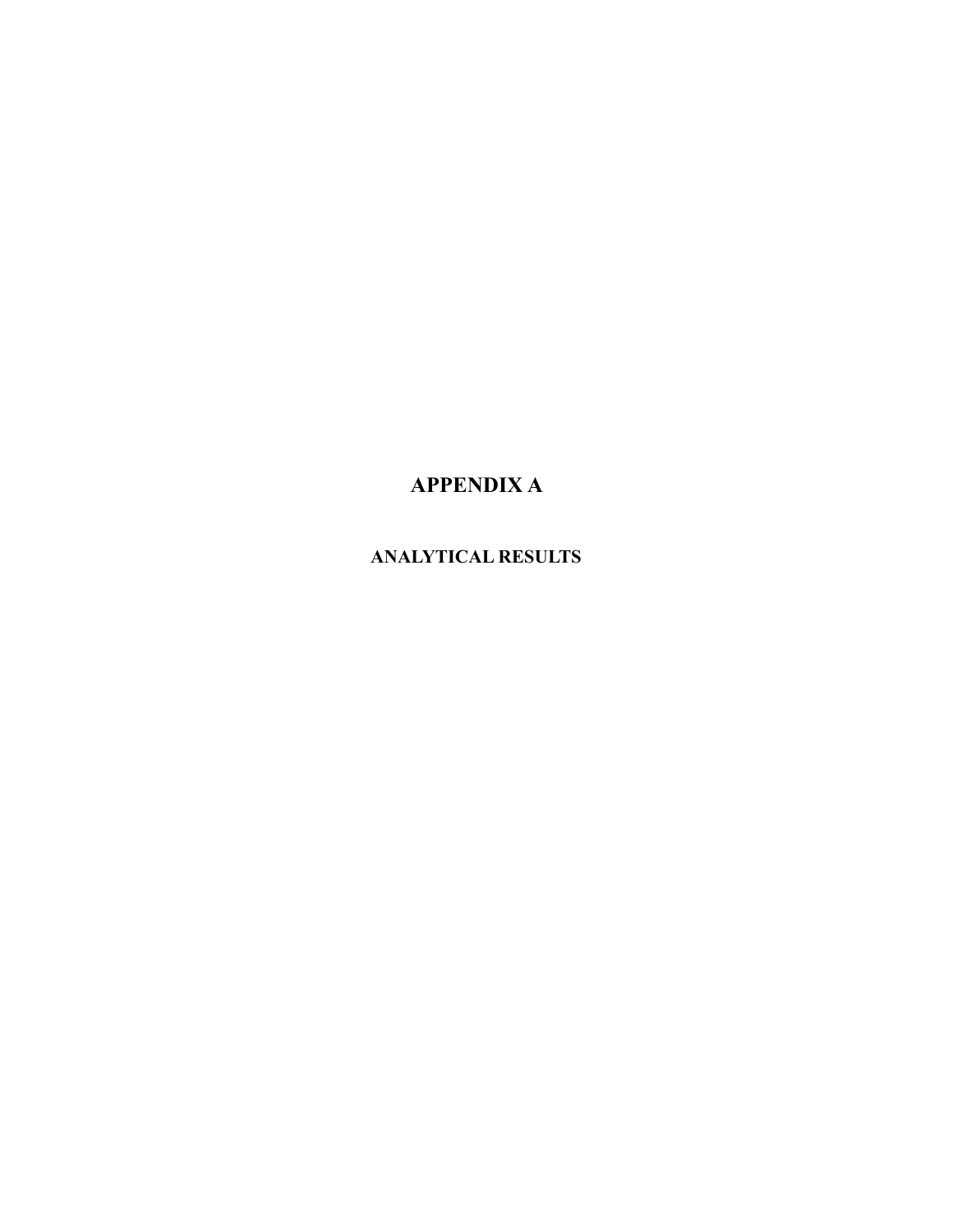# APPENDIX A

## ANALYTICAL RESULTS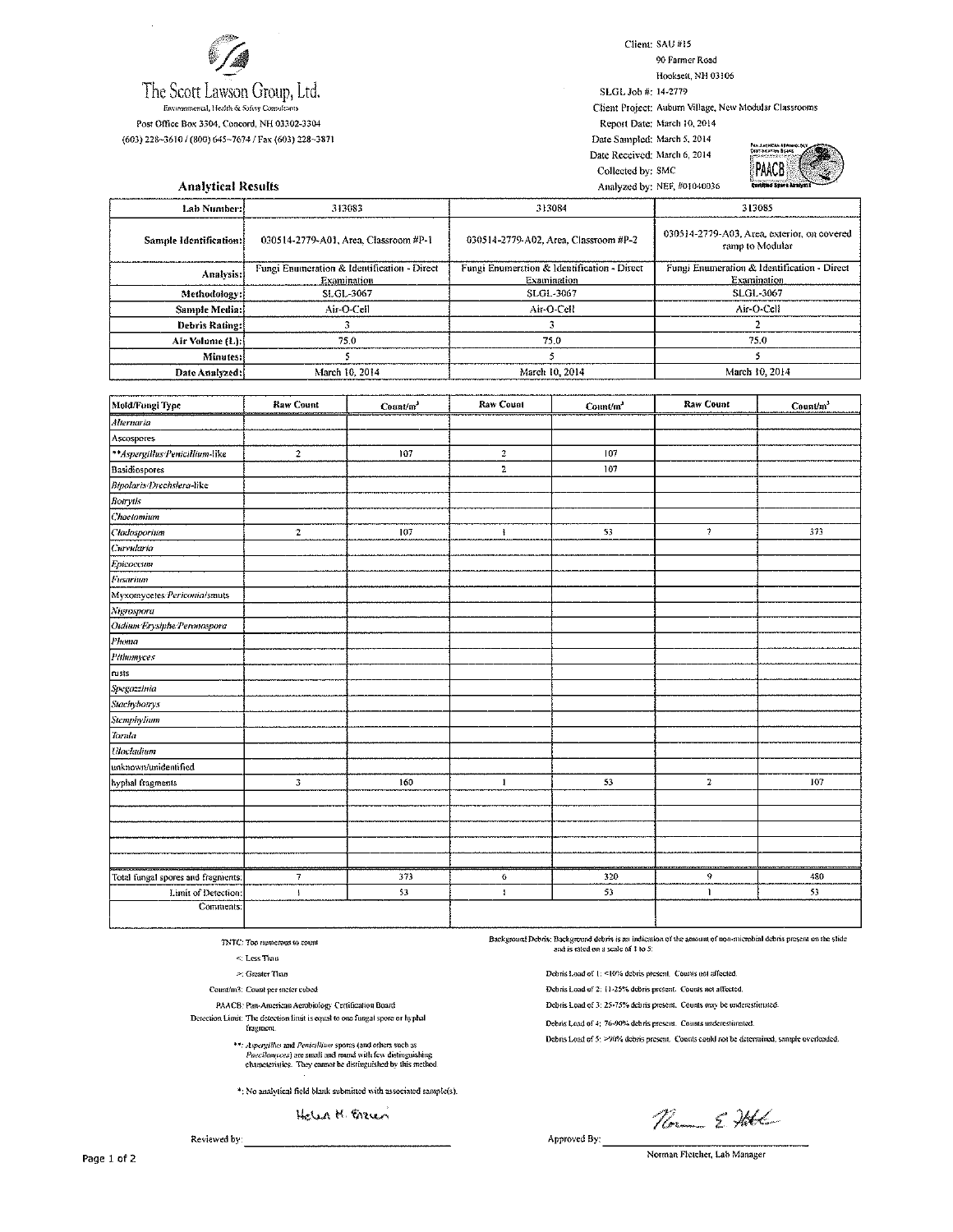# The Scott Lawson Group, Ltd.

Environmental, Health & Safety Consultants

Post Office Box 3304, Concord, NH 03302-3304

(603) 228-3610 / (800) 645-7674 / Fax (603) 228-3871

Client: SAU #15
90 Farmer Road
Hooksett, NH 03106

SLGL Job #: 14-2779

Client Project: Auburn Village, New Modular Classrooms

Report Date: March 10, 2014

Date Sampled: March 5, 2014

Date Received: March 6, 2014

Collected by: SMC

Analyzed by: NEF, #01040036

PAACB Certified Spore Analyst

## Analytical Results

| Lab Number: | 313083 | 313084 | 313085 |
|---|---|---|---|
| Sample Identification: | 030514-2779-A01, Area, Classroom #P-1 | 030514-2779-A02, Area, Classroom #P-2 | 030514-2779-A03, Area, exterior, on covered ramp to Modular |
| Analysis: | Fungi Enumeration & Identification - Direct Examination | Fungi Enumeration & Identification - Direct Examination | Fungi Enumeration & Identification - Direct Examination |
| Methodology: | SLGL-3067 | SLGL-3067 | SLGL-3067 |
| Sample Media: | Air-O-Cell | Air-O-Cell | Air-O-Cell |
| Debris Rating: | 3 | 3 | 2 |
| Air Volume (L): | 75.0 | 75.0 | 75.0 |
| Minutes: | 5 | 5 | 5 |
| Date Analyzed: | March 10, 2014 | March 10, 2014 | March 10, 2014 |

| Mold/Fungi Type | Raw Count | Count/m³ | Raw Count | Count/m³ | Raw Count | Count/m³ |
|---|---|---|---|---|---|---|
| *Alternaria* | | | | | | |
| Ascospores | | | | | | |
| ***Aspergillus/Penicillium*-like | 2 | 107 | 2 | 107 | | |
| Basidiospores | | | 2 | 107 | | |
| *Bipolaris/Drechslera*-like | | | | | | |
| *Botrytis* | | | | | | |
| *Chaetomium* | | | | | | |
| *Cladosporium* | 2 | 107 | 1 | 53 | 7 | 373 |
| *Curvularia* | | | | | | |
| *Epicoccum* | | | | | | |
| *Fusarium* | | | | | | |
| Myxomycetes/*Periconia*/smuts | | | | | | |
| *Nigrospora* | | | | | | |
| *Oidium/Erysiphe/Peronospora* | | | | | | |
| *Phoma* | | | | | | |
| *Pithomyces* | | | | | | |
| rusts | | | | | | |
| *Spegazzinia* | | | | | | |
| *Stachybotrys* | | | | | | |
| *Stemphylium* | | | | | | |
| *Torula* | | | | | | |
| *Ulocladium* | | | | | | |
| unknown/unidentified | | | | | | |
| hyphal fragments | 3 | 160 | 1 | 53 | 2 | 107 |
| Total fungal spores and fragments: | 7 | 373 | 6 | 320 | 9 | 480 |
| Limit of Detection: | 1 | 53 | 1 | 53 | 1 | 53 |
| Comments: | | | | | | |

TNTC: Too numerous to count

<: Less Than

>: Greater Than

Count/m3: Count per meter cubed

PAACB: Pan-American Aerobiology Certification Board

Detection Limit: The detection limit is equal to one fungal spore or hyphal fragment.

**: *Aspergillus* and *Penicillium* spores (and others such as *Paecilomyces*) are small and round with few distinguishing characteristics. They cannot be distinguished by this method.

*: No analytical field blank submitted with associated sample(s).

Background Debris: Background debris is an indication of the amount of non-microbial debris present on the slide and is rated on a scale of 1 to 5.

Debris Load of 1: <10% debris present. Counts not affected.

Debris Load of 2: 11-25% debris present. Counts not affected.

Debris Load of 3: 25-75% debris present. Counts may be underestimated.

Debris Load of 4: 76-90% debris present. Counts underestimated.

Debris Load of 5: >90% debris present. Counts could not be determined, sample overloaded.

Reviewed by: Helen M. Brown

Approved By: Norman Fletcher, Lab Manager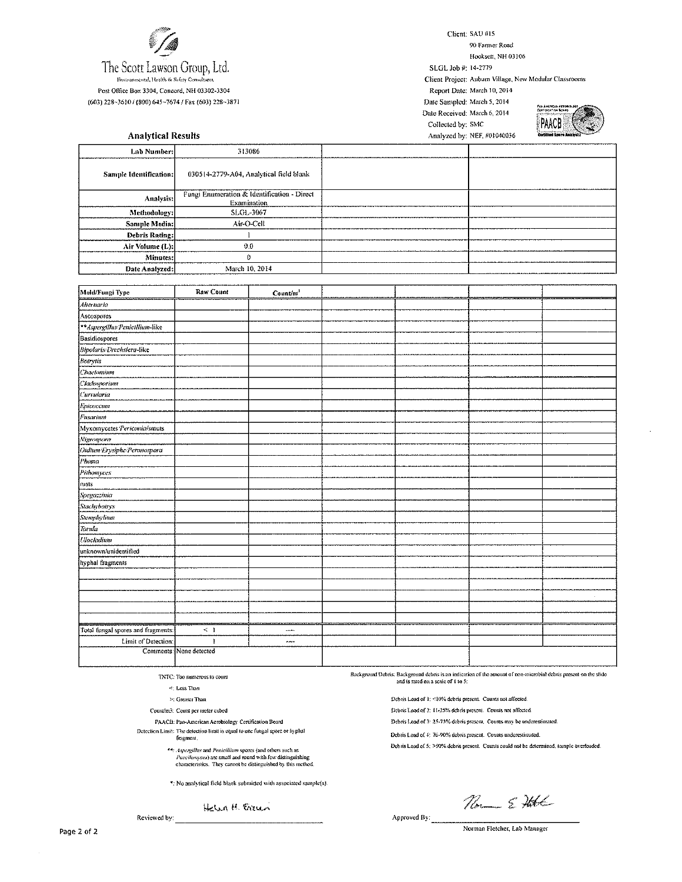**The Scott Lawson Group, Ltd.**

Environmental, Health & Safety Consultants

Post Office Box 3304, Concord, NH 03302-3304

(603) 228-3610 / (800) 645-7674 / Fax (603) 228-3871

Client: SAU #15
90 Farmer Road
Hooksett, NH 03106

SLGL Job #: 14-2779

Client Project: Auburn Village, New Modular Classrooms

Report Date: March 10, 2014

Date Sampled: March 5, 2014

Date Received: March 6, 2014

Collected by: SMC

Analyzed by: NEF, #01040036

## Analytical Results

| Lab Number: | 313086 | | |
|---|---|---|---|
| Sample Identification: | 030514-2779-A04, Analytical field blank | | |
| Analysis: | Fungi Enumeration & Identification - Direct Examination | | |
| Methodology: | SLGL-3067 | | |
| Sample Media: | Air-O-Cell | | |
| Debris Rating: | 1 | | |
| Air Volume (L): | 0.0 | | |
| Minutes: | 0 | | |
| Date Analyzed: | March 10, 2014 | | |

| Mold/Fungi Type | Raw Count | Count/m³ | | | | |
|---|---|---|---|---|---|---|
| *Alternaria* | | | | | | |
| Ascospores | | | | | | |
| ***Aspergillus/Penicillium*-like | | | | | | |
| Basidiospores | | | | | | |
| *Bipolaris/Drechslera*-like | | | | | | |
| *Botrytis* | | | | | | |
| *Chaetomium* | | | | | | |
| *Cladosporium* | | | | | | |
| *Curvularia* | | | | | | |
| *Epicoccum* | | | | | | |
| *Fusarium* | | | | | | |
| Myxomycetes/*Periconia*/smuts | | | | | | |
| *Nigrospora* | | | | | | |
| *Oidium/Erysiphe/Peronospora* | | | | | | |
| *Phoma* | | | | | | |
| *Pithomyces* | | | | | | |
| rusts | | | | | | |
| *Spegazzinia* | | | | | | |
| *Stachybotrys* | | | | | | |
| *Stemphylium* | | | | | | |
| *Torula* | | | | | | |
| *Ulocladium* | | | | | | |
| unknown/unidentified | | | | | | |
| hyphal fragments | | | | | | |
| | | | | | | |
| | | | | | | |
| | | | | | | |
| | | | | | | |
| | | | | | | |
| Total fungal spores and fragments: | < 1 | ---- | | | | |
| Limit of Detection: | 1 | ---- | | | | |
| Comments: | None detected | | | | | |

TNTC: Too numerous to count

<: Less Than

>: Greater Than

Count/m3: Count per meter cubed

PAACB: Pan-American Aerobiology Certification Board

Detection Limit: The detection limit is equal to one fungal spore or hyphal fragment.

**: *Aspergillus* and *Penicillium* spores (and others such as *Paecilomyces*) are small and round with few distinguishing characteristics. They cannot be distinguished by this method.

*: No analytical field blank submitted with associated sample(s).

Background Debris: Background debris is an indication of the amount of non-microbial debris present on the slide and is rated on a scale of 1 to 5:

Debris Load of 1: <10% debris present. Counts not affected.

Debris Load of 2: 11-25% debris present. Counts not affected.

Debris Load of 3: 25-75% debris present. Counts may be underestimated.

Debris Load of 4: 76-90% debris present. Counts underestimated.

Debris Load of 5: >90% debris present. Counts could not be determined, sample overloaded.

Reviewed by: Helen H. Erwin

Approved By: Norman E. Fletcher

Norman Fletcher, Lab Manager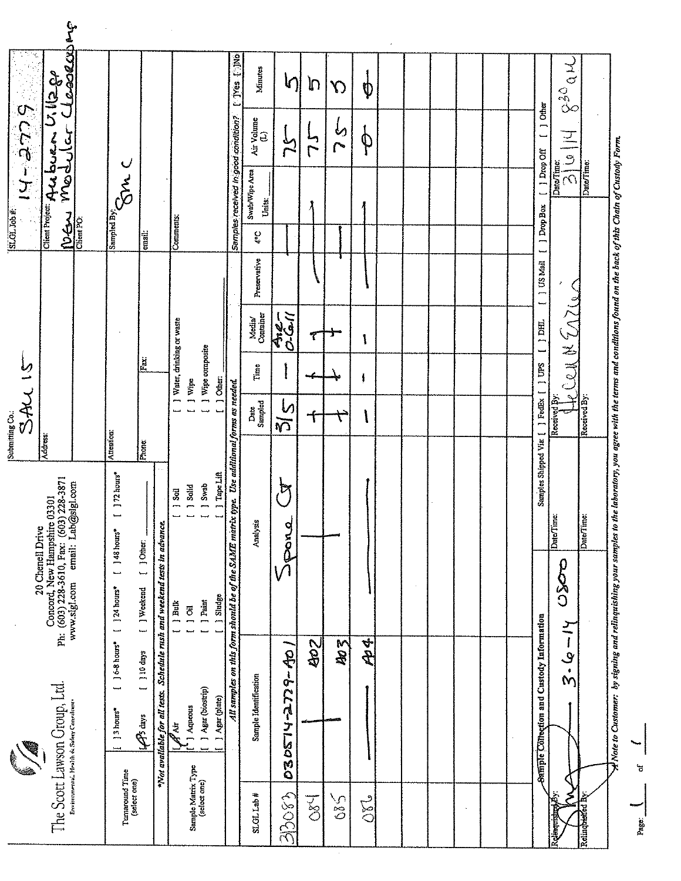# The Scott Lawson Group, Ltd.

Environmental, Health & Safety Consultants

20 Chenell Drive
Concord, New Hampshire 03301
Ph: (603) 228-3610, Fax: (603) 228-3871
www.slgl.com email: Lab@slgl.com

| | |
|---|---|
| Submitting Co.: | SAU 15 |
| Address: | |
| Attention: | |
| Phone: | Fax: |
| SLGL Job #: | 14-2779 |
| Client Project: | Auburn Village New Modular Classroom |
| Client PO: | |
| Sampled By: | SMC |
| email: | |

**Turnaround Time (select one):** [ ] 3 hours* [ ] 6-8 hours* [ ] 24 hours* [ ] 48 hours* [ ] 72 hours* [X] 5 days [ ] 10 days [ ] Weekend [ ] Other: ____

*Not available for all tests. Schedule rush and weekend tests in advance.

**Sample Matrix Type (select one):** [X] Air [ ] Aqueous [ ] Agar (biostrip) [ ] Agar (plate) [ ] Bulk [ ] Oil [ ] Paint [ ] Sludge [ ] Soil [ ] Solid [ ] Swab [ ] Tape Lift [ ] Water, drinking or waste [ ] Wipe [ ] Wipe composite [ ] Other:

**Comments:**

*All samples on this form should be of the SAME matrix type. Use additional forms as needed.*

Samples received in good condition? [ ] Yes [ ] No

| SLGL Lab # | Sample Identification | Analysis | Date Sampled | Time | Media/ Container | Preservative | 4°C | Swab/Wipe Area Units: | Air Volume (L) | Minutes |
|---|---|---|---|---|---|---|---|---|---|---|
| 33083 | 030514-2779-A01 | Spore CT | 3/5 | — | Air-O-Cell | | — | | 75 | 5 |
| 084 | A02 | | | | | | | | 75 | 5 |
| 085 | A03 | | | | | | | | 75 | 5 |
| 086 | A04 | | | | | | | | 0 | 0 |

**Sample Collection and Custody Information**

Samples Shipped Via: [ ] FedEx [ ] UPS [ ] DHL [ ] US Mail [ ] Drop Box [ ] Drop Off [ ] Other

| Relinquished By: | Date/Time: | Received By: | Date/Time: |
|---|---|---|---|
| SMC | 3-6-14 0800 | Heckwerner | 3/6/14 8:30 AM |
| | | | |

*Note to Customer: by signing and relinquishing your samples to the laboratory, you agree with the terms and conditions found on the back of this Chain of Custody Form.*

Page: 1 of 1